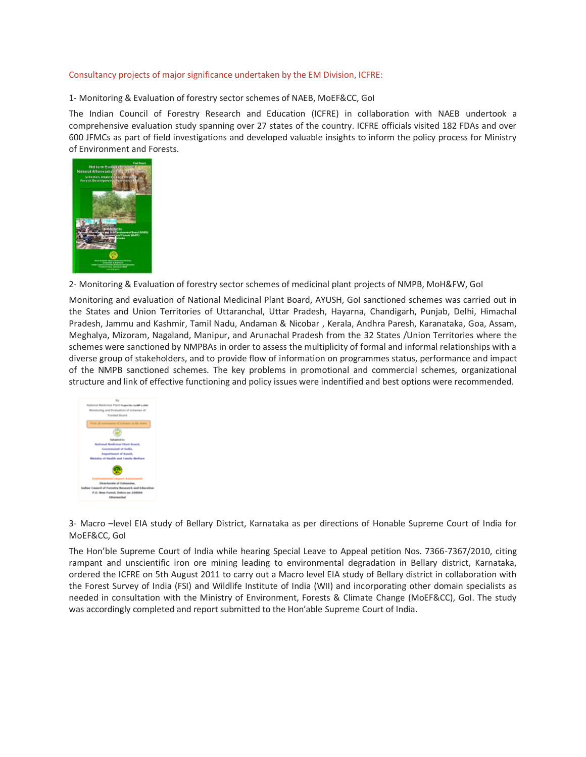## Consultancy projects of major significance undertaken by the EM Division, ICFRE:

### 1- Monitoring & Evaluation of forestry sector schemes of NAEB, MoEF&CC, GoI

The Indian Council of Forestry Research and Education (ICFRE) in collaboration with NAEB undertook a comprehensive evaluation study spanning over 27 states of the country. ICFRE officials visited 182 FDAs and over 600 JFMCs as part of field investigations and developed valuable insights to inform the policy process for Ministry of Environment and Forests.

### 2- Monitoring & Evaluation of forestry sector schemes of medicinal plant projects of NMPB, MoH&FW, GoI

Monitoring and evaluation of National Medicinal Plant Board, AYUSH, GoI sanctioned schemes was carried out in the States and Union Territories of Uttaranchal, Uttar Pradesh, Hayarna, Chandigarh, Punjab, Delhi, Himachal Pradesh, Jammu and Kashmir, Tamil Nadu, Andaman & Nicobar , Kerala, Andhra Paresh, Karanataka, Goa, Assam, Meghalya, Mizoram, Nagaland, Manipur, and Arunachal Pradesh from the 32 States /Union Territories where the schemes were sanctioned by NMPBAs in order to assess the multiplicity of formal and informal relationships with a diverse group of stakeholders, and to provide flow of information on programmes status, performance and impact of the NMPB sanctioned schemes. The key problems in promotional and commercial schemes, organizational structure and link of effective functioning and policy issues were indentified and best options were recommended.

### 3- Macro –level EIA study of Bellary District, Karnataka as per directions of Honable Supreme Court of India for MoEF&CC, GoI

The Hon'ble Supreme Court of India while hearing Special Leave to Appeal petition Nos. 7366-7367/2010, citing rampant and unscientific iron ore mining leading to environmental degradation in Bellary district, Karnataka, ordered the ICFRE on 5th August 2011 to carry out a Macro level EIA study of Bellary district in collaboration with the Forest Survey of India (FSI) and Wildlife Institute of India (WII) and incorporating other domain specialists as needed in consultation with the Ministry of Environment, Forests & Climate Change (MoEF&CC), GoI. The study was accordingly completed and report submitted to the Hon'able Supreme Court of India.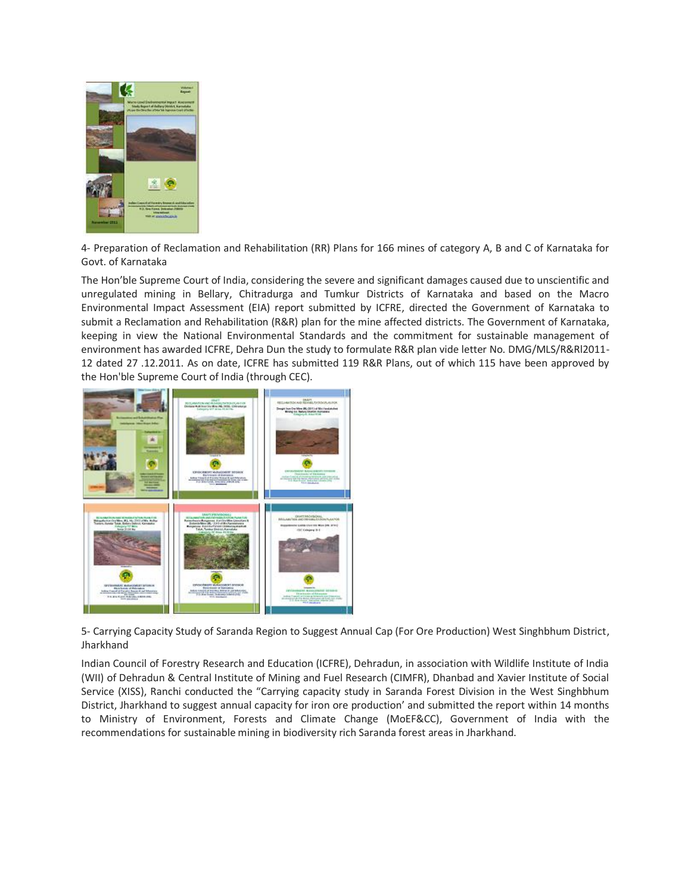4- Preparation of Reclamation and Rehabilitation (RR) Plans for 166 mines of category A, B and C of Karnataka for Govt. of Karnataka

The Hon'ble Supreme Court of India, considering the severe and significant damages caused due to unscientific and unregulated mining in Bellary, Chitradurga and Tumkur Districts of Karnataka and based on the Macro Environmental Impact Assessment (EIA) report submitted by ICFRE, directed the Government of Karnataka to submit a Reclamation and Rehabilitation (R&R) plan for the mine affected districts. The Government of Karnataka, keeping in view the National Environmental Standards and the commitment for sustainable management of environment has awarded ICFRE, Dehra Dun the study to formulate R&R plan vide letter No. DMG/MLS/R&Rl2011-12 dated 27 .12.2011. As on date, ICFRE has submitted 119 R&R Plans, out of which 115 have been approved by the Hon'ble Supreme Court of India (through CEC).

5- Carrying Capacity Study of Saranda Region to Suggest Annual Cap (For Ore Production) West Singhbhum District, Jharkhand

Indian Council of Forestry Research and Education (ICFRE), Dehradun, in association with Wildlife Institute of India (WII) of Dehradun & Central Institute of Mining and Fuel Research (CIMFR), Dhanbad and Xavier Institute of Social Service (XISS), Ranchi conducted the "Carrying capacity study in Saranda Forest Division in the West Singhbhum District, Jharkhand to suggest annual capacity for iron ore production' and submitted the report within 14 months to Ministry of Environment, Forests and Climate Change (MoEF&CC), Government of India with the recommendations for sustainable mining in biodiversity rich Saranda forest areas in Jharkhand.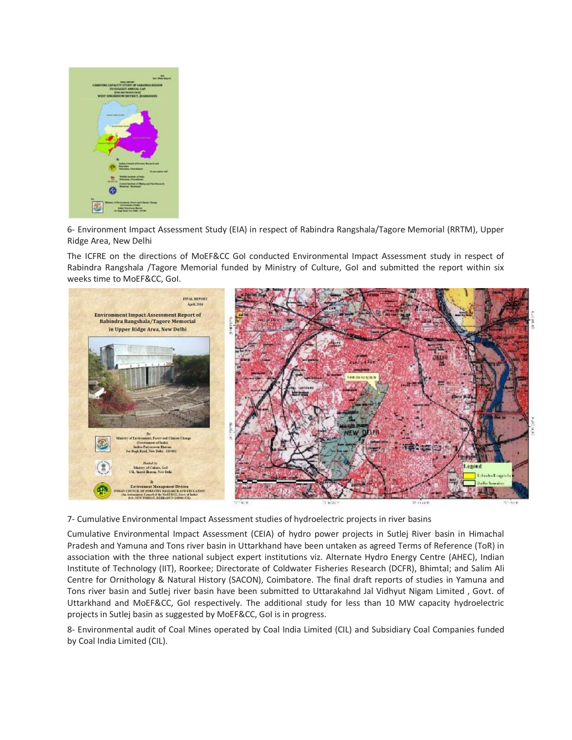6- Environment Impact Assessment Study (EIA) in respect of Rabindra Rangshala/Tagore Memorial (RRTM), Upper Ridge Area, New Delhi

The ICFRE on the directions of MoEF&CC GoI conducted Environmental Impact Assessment study in respect of Rabindra Rangshala /Tagore Memorial funded by Ministry of Culture, GoI and submitted the report within six weeks time to MoEF&CC, GoI.

7- Cumulative Environmental Impact Assessment studies of hydroelectric projects in river basins

Cumulative Environmental Impact Assessment (CEIA) of hydro power projects in Sutlej River basin in Himachal Pradesh and Yamuna and Tons river basin in Uttarkhand have been untaken as agreed Terms of Reference (ToR) in association with the three national subject expert institutions viz. Alternate Hydro Energy Centre (AHEC), Indian Institute of Technology (IIT), Roorkee; Directorate of Coldwater Fisheries Research (DCFR), Bhimtal; and Salim Ali Centre for Ornithology & Natural History (SACON), Coimbatore. The final draft reports of studies in Yamuna and Tons river basin and Sutlej river basin have been submitted to Uttarakahnd Jal Vidhyut Nigam Limited , Govt. of Uttarkhand and MoEF&CC, GoI respectively. The additional study for less than 10 MW capacity hydroelectric projects in Sutlej basin as suggested by MoEF&CC, GoI is in progress.

8- Environmental audit of Coal Mines operated by Coal India Limited (CIL) and Subsidiary Coal Companies funded by Coal India Limited (CIL).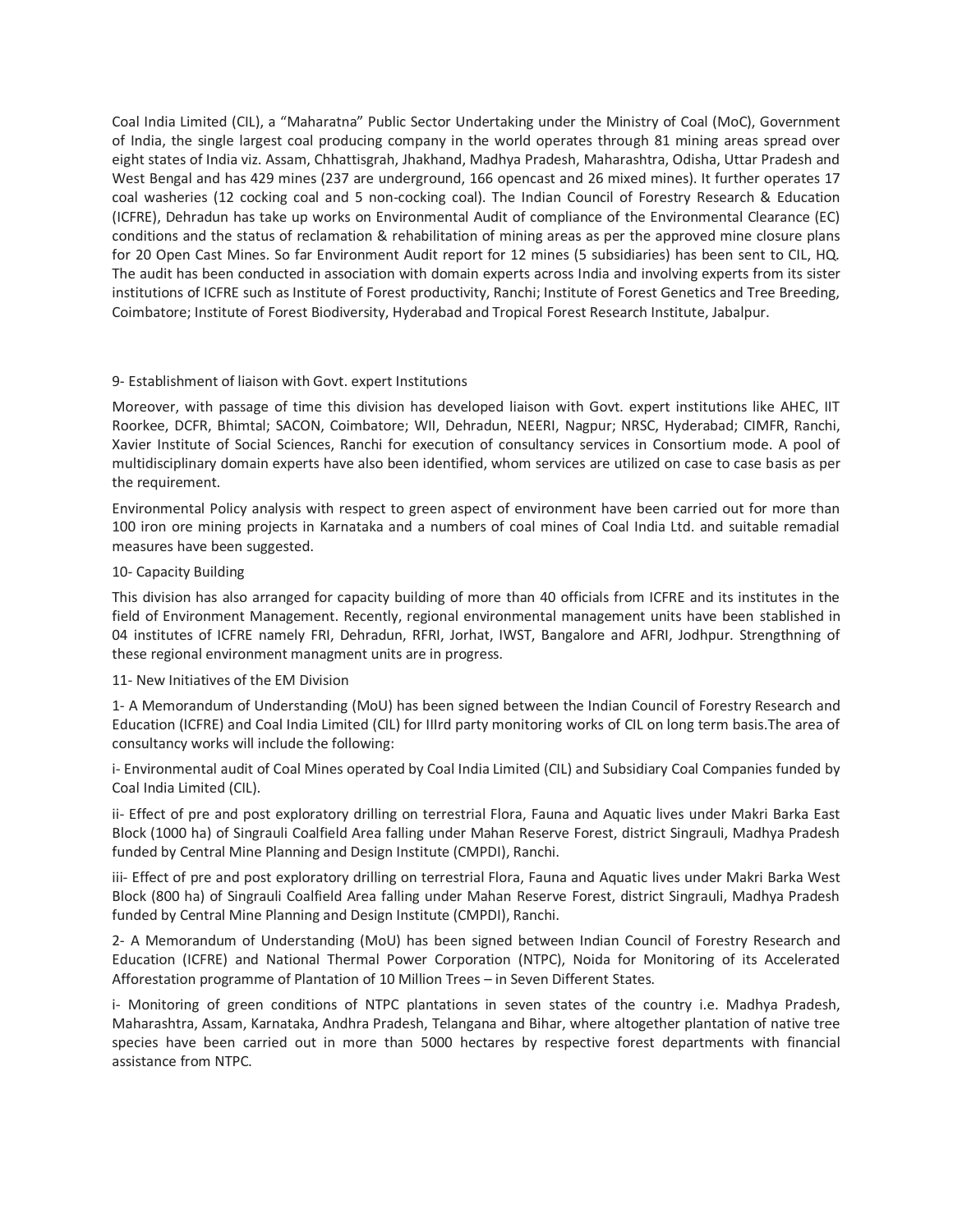Coal India Limited (CIL), a "Maharatna" Public Sector Undertaking under the Ministry of Coal (MoC), Government of India, the single largest coal producing company in the world operates through 81 mining areas spread over eight states of India viz. Assam, Chhattisgrah, Jhakhand, Madhya Pradesh, Maharashtra, Odisha, Uttar Pradesh and West Bengal and has 429 mines (237 are underground, 166 opencast and 26 mixed mines). It further operates 17 coal washeries (12 cocking coal and 5 non-cocking coal). The Indian Council of Forestry Research & Education (ICFRE), Dehradun has take up works on Environmental Audit of compliance of the Environmental Clearance (EC) conditions and the status of reclamation & rehabilitation of mining areas as per the approved mine closure plans for 20 Open Cast Mines. So far Environment Audit report for 12 mines (5 subsidiaries) has been sent to CIL, HQ. The audit has been conducted in association with domain experts across India and involving experts from its sister institutions of ICFRE such as Institute of Forest productivity, Ranchi; Institute of Forest Genetics and Tree Breeding, Coimbatore; Institute of Forest Biodiversity, Hyderabad and Tropical Forest Research Institute, Jabalpur.

9- Establishment of liaison with Govt. expert Institutions

Moreover, with passage of time this division has developed liaison with Govt. expert institutions like AHEC, IIT Roorkee, DCFR, Bhimtal; SACON, Coimbatore; WII, Dehradun, NEERI, Nagpur; NRSC, Hyderabad; CIMFR, Ranchi, Xavier Institute of Social Sciences, Ranchi for execution of consultancy services in Consortium mode. A pool of multidisciplinary domain experts have also been identified, whom services are utilized on case to case basis as per the requirement.

Environmental Policy analysis with respect to green aspect of environment have been carried out for more than 100 iron ore mining projects in Karnataka and a numbers of coal mines of Coal India Ltd. and suitable remadial measures have been suggested.

10- Capacity Building

This division has also arranged for capacity building of more than 40 officials from ICFRE and its institutes in the field of Environment Management. Recently, regional environmental management units have been stablished in 04 institutes of ICFRE namely FRI, Dehradun, RFRI, Jorhat, IWST, Bangalore and AFRI, Jodhpur. Strengthning of these regional environment managment units are in progress.

11- New Initiatives of the EM Division

1- A Memorandum of Understanding (MoU) has been signed between the Indian Council of Forestry Research and Education (ICFRE) and Coal India Limited (CIL) for IIIrd party monitoring works of CIL on long term basis.The area of consultancy works will include the following:

i- Environmental audit of Coal Mines operated by Coal India Limited (CIL) and Subsidiary Coal Companies funded by Coal India Limited (CIL).

ii- Effect of pre and post exploratory drilling on terrestrial Flora, Fauna and Aquatic lives under Makri Barka East Block (1000 ha) of Singrauli Coalfield Area falling under Mahan Reserve Forest, district Singrauli, Madhya Pradesh funded by Central Mine Planning and Design Institute (CMPDI), Ranchi.

iii- Effect of pre and post exploratory drilling on terrestrial Flora, Fauna and Aquatic lives under Makri Barka West Block (800 ha) of Singrauli Coalfield Area falling under Mahan Reserve Forest, district Singrauli, Madhya Pradesh funded by Central Mine Planning and Design Institute (CMPDI), Ranchi.

2- A Memorandum of Understanding (MoU) has been signed between Indian Council of Forestry Research and Education (ICFRE) and National Thermal Power Corporation (NTPC), Noida for Monitoring of its Accelerated Afforestation programme of Plantation of 10 Million Trees – in Seven Different States.

i- Monitoring of green conditions of NTPC plantations in seven states of the country i.e. Madhya Pradesh, Maharashtra, Assam, Karnataka, Andhra Pradesh, Telangana and Bihar, where altogether plantation of native tree species have been carried out in more than 5000 hectares by respective forest departments with financial assistance from NTPC.